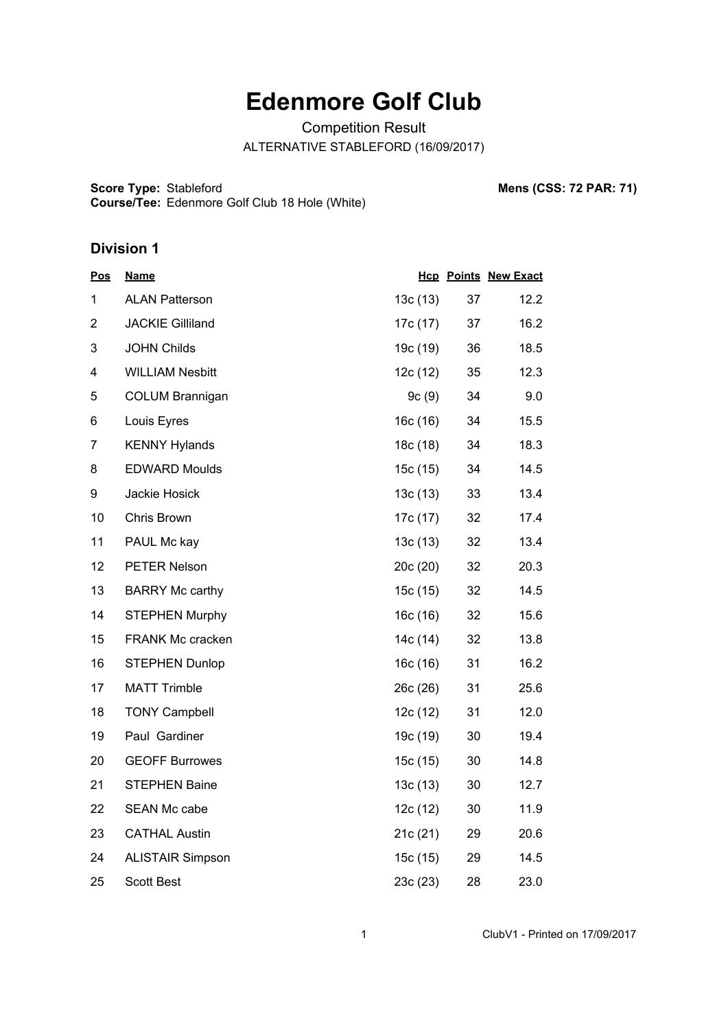# Edenmore Golf Club

Competition Result

ALTERNATIVE STABLEFORD (16/09/2017)

**Score Type:** Stableford

**Course/Tee:** Edenmore Golf Club 18 Hole (White)

**Mens (CSS: 72 PAR: 71)**

## Division 1

| Pos | Name | Hcp | Points | New Exact |
|---|---|---|---|---|
| 1 | ALAN Patterson | 13c (13) | 37 | 12.2 |
| 2 | JACKIE Gilliland | 17c (17) | 37 | 16.2 |
| 3 | JOHN Childs | 19c (19) | 36 | 18.5 |
| 4 | WILLIAM Nesbitt | 12c (12) | 35 | 12.3 |
| 5 | COLUM Brannigan | 9c (9) | 34 | 9.0 |
| 6 | Louis Eyres | 16c (16) | 34 | 15.5 |
| 7 | KENNY Hylands | 18c (18) | 34 | 18.3 |
| 8 | EDWARD Moulds | 15c (15) | 34 | 14.5 |
| 9 | Jackie Hosick | 13c (13) | 33 | 13.4 |
| 10 | Chris Brown | 17c (17) | 32 | 17.4 |
| 11 | PAUL Mc kay | 13c (13) | 32 | 13.4 |
| 12 | PETER Nelson | 20c (20) | 32 | 20.3 |
| 13 | BARRY Mc carthy | 15c (15) | 32 | 14.5 |
| 14 | STEPHEN Murphy | 16c (16) | 32 | 15.6 |
| 15 | FRANK Mc cracken | 14c (14) | 32 | 13.8 |
| 16 | STEPHEN Dunlop | 16c (16) | 31 | 16.2 |
| 17 | MATT Trimble | 26c (26) | 31 | 25.6 |
| 18 | TONY Campbell | 12c (12) | 31 | 12.0 |
| 19 | Paul Gardiner | 19c (19) | 30 | 19.4 |
| 20 | GEOFF Burrowes | 15c (15) | 30 | 14.8 |
| 21 | STEPHEN Baine | 13c (13) | 30 | 12.7 |
| 22 | SEAN Mc cabe | 12c (12) | 30 | 11.9 |
| 23 | CATHAL Austin | 21c (21) | 29 | 20.6 |
| 24 | ALISTAIR Simpson | 15c (15) | 29 | 14.5 |
| 25 | Scott Best | 23c (23) | 28 | 23.0 |

ClubV1 - Printed on 17/09/2017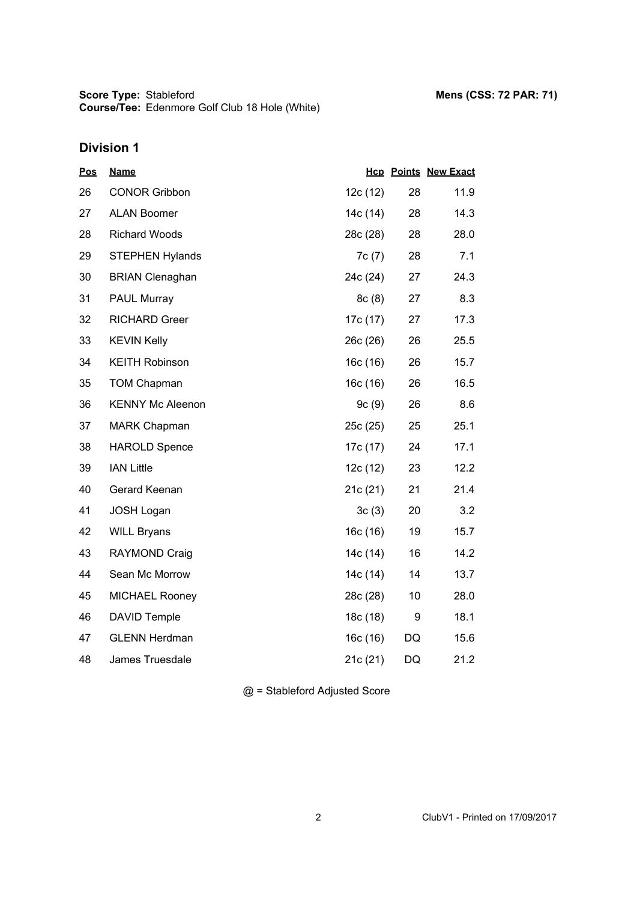**Score Type:** Stableford
**Course/Tee:** Edenmore Golf Club 18 Hole (White)

**Mens (CSS: 72 PAR: 71)**

## Division 1

| Pos | Name | Hcp | Points | New Exact |
|---|---|---|---|---|
| 26 | CONOR Gribbon | 12c (12) | 28 | 11.9 |
| 27 | ALAN Boomer | 14c (14) | 28 | 14.3 |
| 28 | Richard Woods | 28c (28) | 28 | 28.0 |
| 29 | STEPHEN Hylands | 7c (7) | 28 | 7.1 |
| 30 | BRIAN Clenaghan | 24c (24) | 27 | 24.3 |
| 31 | PAUL Murray | 8c (8) | 27 | 8.3 |
| 32 | RICHARD Greer | 17c (17) | 27 | 17.3 |
| 33 | KEVIN Kelly | 26c (26) | 26 | 25.5 |
| 34 | KEITH Robinson | 16c (16) | 26 | 15.7 |
| 35 | TOM Chapman | 16c (16) | 26 | 16.5 |
| 36 | KENNY Mc Aleenon | 9c (9) | 26 | 8.6 |
| 37 | MARK Chapman | 25c (25) | 25 | 25.1 |
| 38 | HAROLD Spence | 17c (17) | 24 | 17.1 |
| 39 | IAN Little | 12c (12) | 23 | 12.2 |
| 40 | Gerard Keenan | 21c (21) | 21 | 21.4 |
| 41 | JOSH Logan | 3c (3) | 20 | 3.2 |
| 42 | WILL Bryans | 16c (16) | 19 | 15.7 |
| 43 | RAYMOND Craig | 14c (14) | 16 | 14.2 |
| 44 | Sean Mc Morrow | 14c (14) | 14 | 13.7 |
| 45 | MICHAEL Rooney | 28c (28) | 10 | 28.0 |
| 46 | DAVID Temple | 18c (18) | 9 | 18.1 |
| 47 | GLENN Herdman | 16c (16) | DQ | 15.6 |
| 48 | James Truesdale | 21c (21) | DQ | 21.2 |

@ = Stableford Adjusted Score

ClubV1 - Printed on 17/09/2017